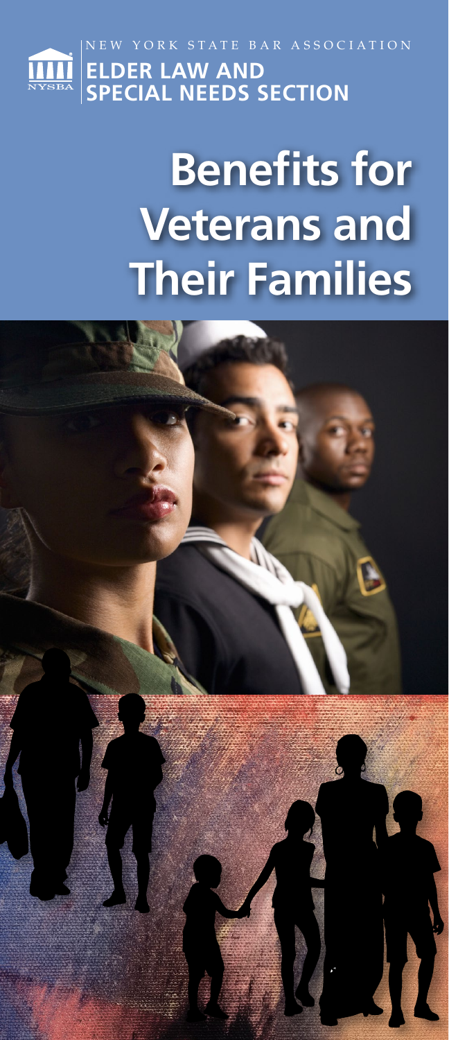NEW YORK STATE BAR ASSOCIATION

**ELDER LAW AND SPECIAL NEEDS SECTION**

# Benefits for Veterans and Their Families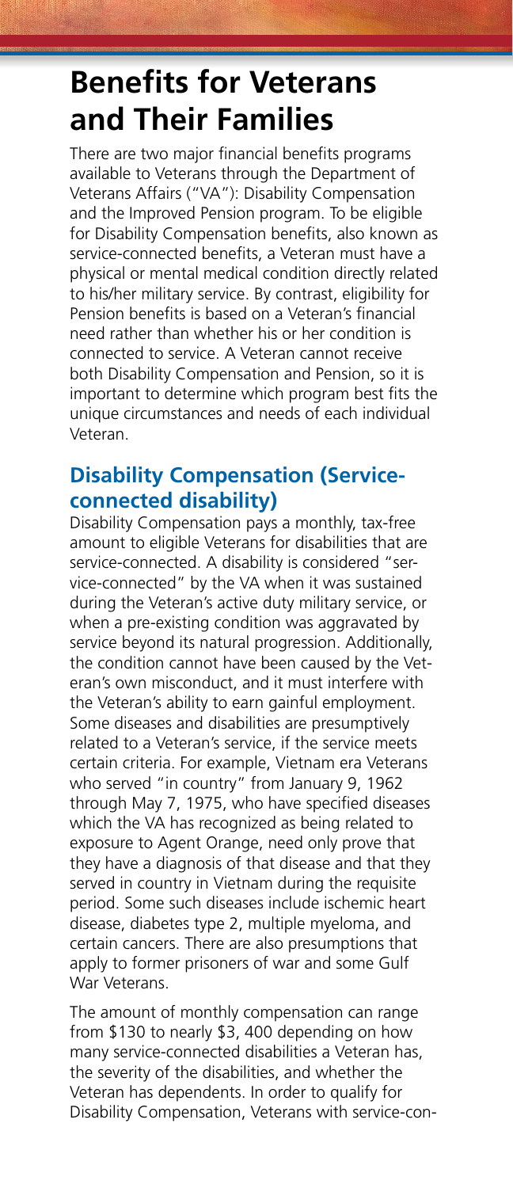# Benefits for Veterans and Their Families

There are two major financial benefits programs available to Veterans through the Department of Veterans Affairs ("VA"): Disability Compensation and the Improved Pension program. To be eligible for Disability Compensation benefits, also known as service-connected benefits, a Veteran must have a physical or mental medical condition directly related to his/her military service. By contrast, eligibility for Pension benefits is based on a Veteran's financial need rather than whether his or her condition is connected to service. A Veteran cannot receive both Disability Compensation and Pension, so it is important to determine which program best fits the unique circumstances and needs of each individual Veteran.

## Disability Compensation (Service-connected disability)

Disability Compensation pays a monthly, tax-free amount to eligible Veterans for disabilities that are service-connected. A disability is considered "service-connected" by the VA when it was sustained during the Veteran's active duty military service, or when a pre-existing condition was aggravated by service beyond its natural progression. Additionally, the condition cannot have been caused by the Veteran's own misconduct, and it must interfere with the Veteran's ability to earn gainful employment. Some diseases and disabilities are presumptively related to a Veteran's service, if the service meets certain criteria. For example, Vietnam era Veterans who served "in country" from January 9, 1962 through May 7, 1975, who have specified diseases which the VA has recognized as being related to exposure to Agent Orange, need only prove that they have a diagnosis of that disease and that they served in country in Vietnam during the requisite period. Some such diseases include ischemic heart disease, diabetes type 2, multiple myeloma, and certain cancers. There are also presumptions that apply to former prisoners of war and some Gulf War Veterans.

The amount of monthly compensation can range from $130 to nearly $3, 400 depending on how many service-connected disabilities a Veteran has, the severity of the disabilities, and whether the Veteran has dependents. In order to qualify for Disability Compensation, Veterans with service-con-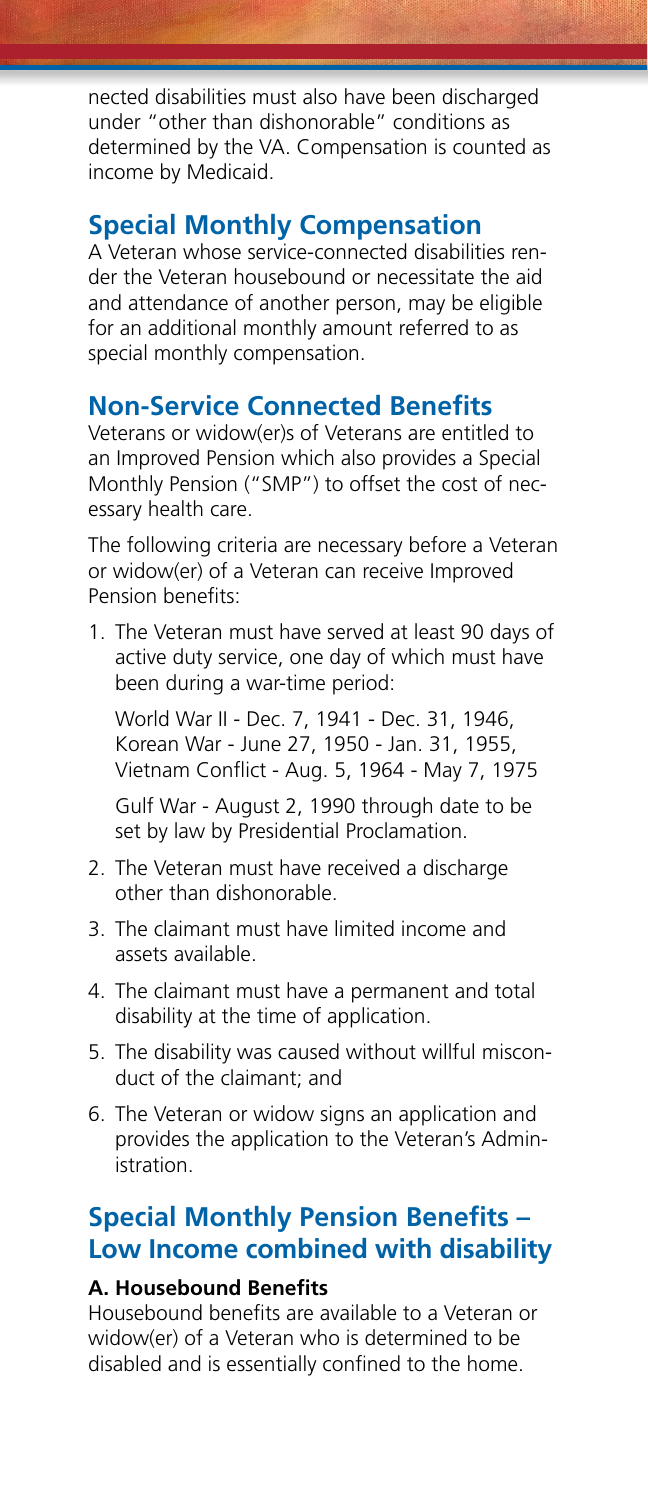nected disabilities must also have been discharged under "other than dishonorable" conditions as determined by the VA. Compensation is counted as income by Medicaid.

## Special Monthly Compensation

A Veteran whose service-connected disabilities render the Veteran housebound or necessitate the aid and attendance of another person, may be eligible for an additional monthly amount referred to as special monthly compensation.

## Non-Service Connected Benefits

Veterans or widow(er)s of Veterans are entitled to an Improved Pension which also provides a Special Monthly Pension ("SMP") to offset the cost of necessary health care.

The following criteria are necessary before a Veteran or widow(er) of a Veteran can receive Improved Pension benefits:

1. The Veteran must have served at least 90 days of active duty service, one day of which must have been during a war-time period:

   World War II - Dec. 7, 1941 - Dec. 31, 1946,
   Korean War - June 27, 1950 - Jan. 31, 1955,
   Vietnam Conflict - Aug. 5, 1964 - May 7, 1975

   Gulf War - August 2, 1990 through date to be set by law by Presidential Proclamation.

2. The Veteran must have received a discharge other than dishonorable.
3. The claimant must have limited income and assets available.
4. The claimant must have a permanent and total disability at the time of application.
5. The disability was caused without willful misconduct of the claimant; and
6. The Veteran or widow signs an application and provides the application to the Veteran's Administration.

## Special Monthly Pension Benefits – Low Income combined with disability

### A. Housebound Benefits

Housebound benefits are available to a Veteran or widow(er) of a Veteran who is determined to be disabled and is essentially confined to the home.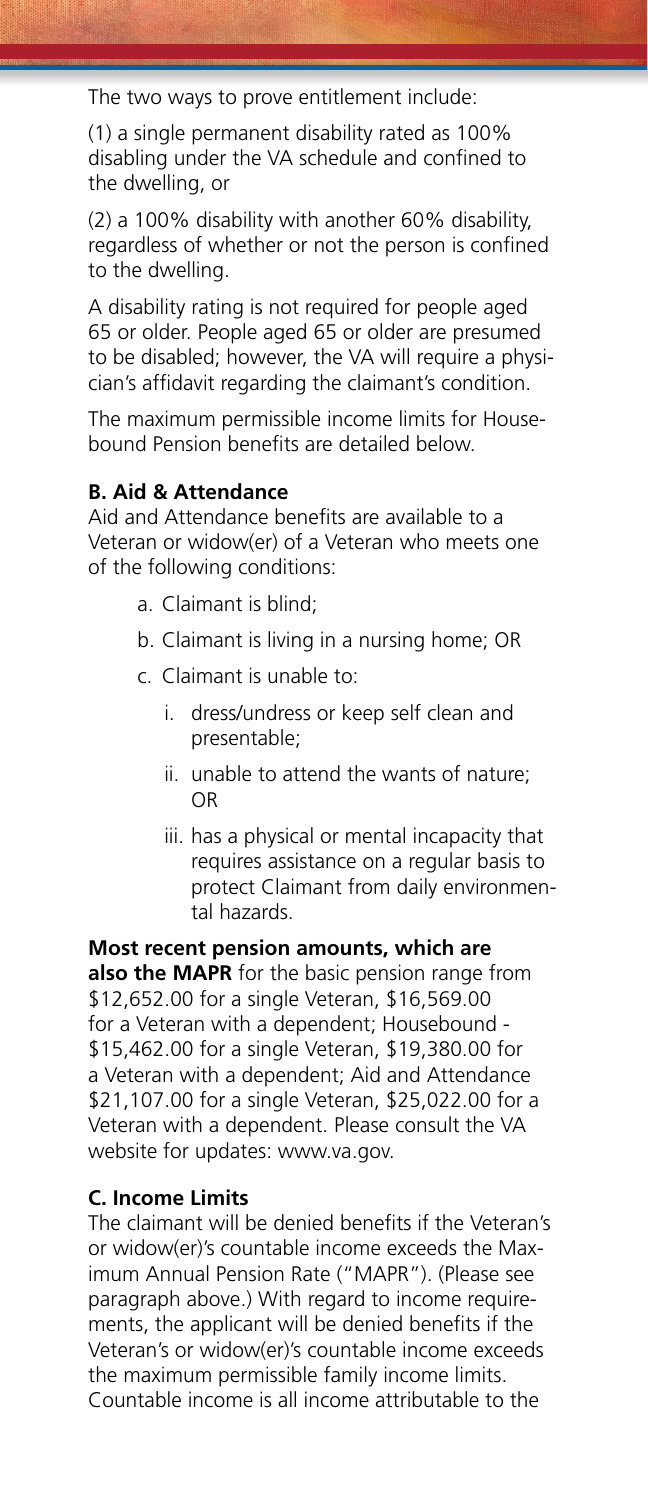The two ways to prove entitlement include:

(1) a single permanent disability rated as 100% disabling under the VA schedule and confined to the dwelling, or

(2) a 100% disability with another 60% disability, regardless of whether or not the person is confined to the dwelling.

A disability rating is not required for people aged 65 or older. People aged 65 or older are presumed to be disabled; however, the VA will require a physician's affidavit regarding the claimant's condition.

The maximum permissible income limits for Housebound Pension benefits are detailed below.

### B. Aid & Attendance

Aid and Attendance benefits are available to a Veteran or widow(er) of a Veteran who meets one of the following conditions:

a. Claimant is blind;

b. Claimant is living in a nursing home; OR

c. Claimant is unable to:

   i. dress/undress or keep self clean and presentable;

   ii. unable to attend the wants of nature; OR

   iii. has a physical or mental incapacity that requires assistance on a regular basis to protect Claimant from daily environmental hazards.

**Most recent pension amounts, which are also the MAPR** for the basic pension range from $12,652.00 for a single Veteran, $16,569.00 for a Veteran with a dependent; Housebound - $15,462.00 for a single Veteran, $19,380.00 for a Veteran with a dependent; Aid and Attendance $21,107.00 for a single Veteran, $25,022.00 for a Veteran with a dependent. Please consult the VA website for updates: www.va.gov.

### C. Income Limits

The claimant will be denied benefits if the Veteran's or widow(er)'s countable income exceeds the Maximum Annual Pension Rate ("MAPR"). (Please see paragraph above.) With regard to income requirements, the applicant will be denied benefits if the Veteran's or widow(er)'s countable income exceeds the maximum permissible family income limits. Countable income is all income attributable to the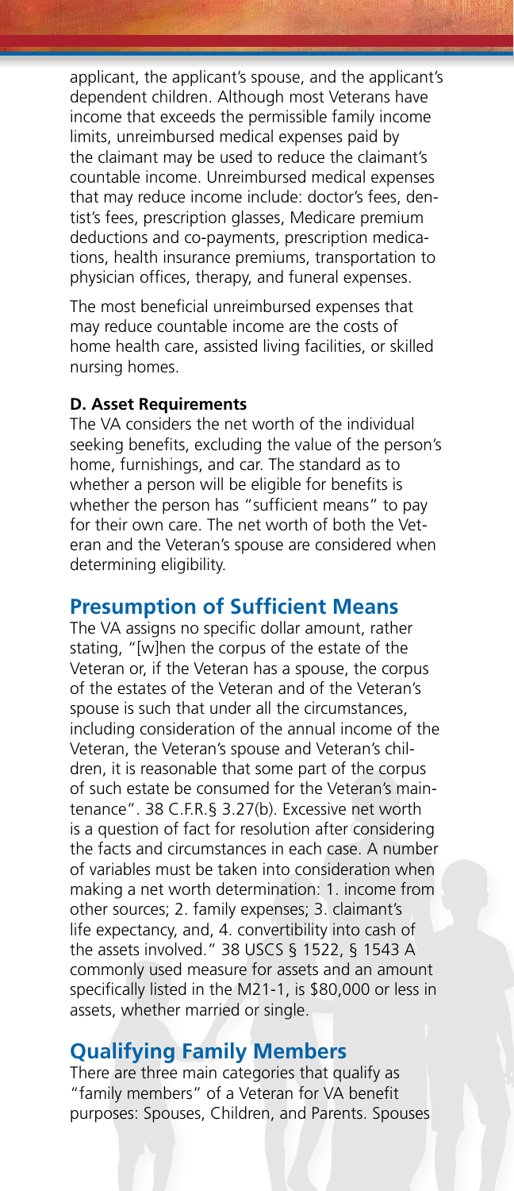applicant, the applicant's spouse, and the applicant's dependent children. Although most Veterans have income that exceeds the permissible family income limits, unreimbursed medical expenses paid by the claimant may be used to reduce the claimant's countable income. Unreimbursed medical expenses that may reduce income include: doctor's fees, dentist's fees, prescription glasses, Medicare premium deductions and co-payments, prescription medications, health insurance premiums, transportation to physician offices, therapy, and funeral expenses.

The most beneficial unreimbursed expenses that may reduce countable income are the costs of home health care, assisted living facilities, or skilled nursing homes.

**D. Asset Requirements**

The VA considers the net worth of the individual seeking benefits, excluding the value of the person's home, furnishings, and car. The standard as to whether a person will be eligible for benefits is whether the person has "sufficient means" to pay for their own care. The net worth of both the Veteran and the Veteran's spouse are considered when determining eligibility.

## Presumption of Sufficient Means

The VA assigns no specific dollar amount, rather stating, "[w]hen the corpus of the estate of the Veteran or, if the Veteran has a spouse, the corpus of the estates of the Veteran and of the Veteran's spouse is such that under all the circumstances, including consideration of the annual income of the Veteran, the Veteran's spouse and Veteran's children, it is reasonable that some part of the corpus of such estate be consumed for the Veteran's maintenance". 38 C.F.R.§ 3.27(b). Excessive net worth is a question of fact for resolution after considering the facts and circumstances in each case. A number of variables must be taken into consideration when making a net worth determination: 1. income from other sources; 2. family expenses; 3. claimant's life expectancy, and, 4. convertibility into cash of the assets involved." 38 USCS § 1522, § 1543 A commonly used measure for assets and an amount specifically listed in the M21-1, is $80,000 or less in assets, whether married or single.

## Qualifying Family Members

There are three main categories that qualify as "family members" of a Veteran for VA benefit purposes: Spouses, Children, and Parents. Spouses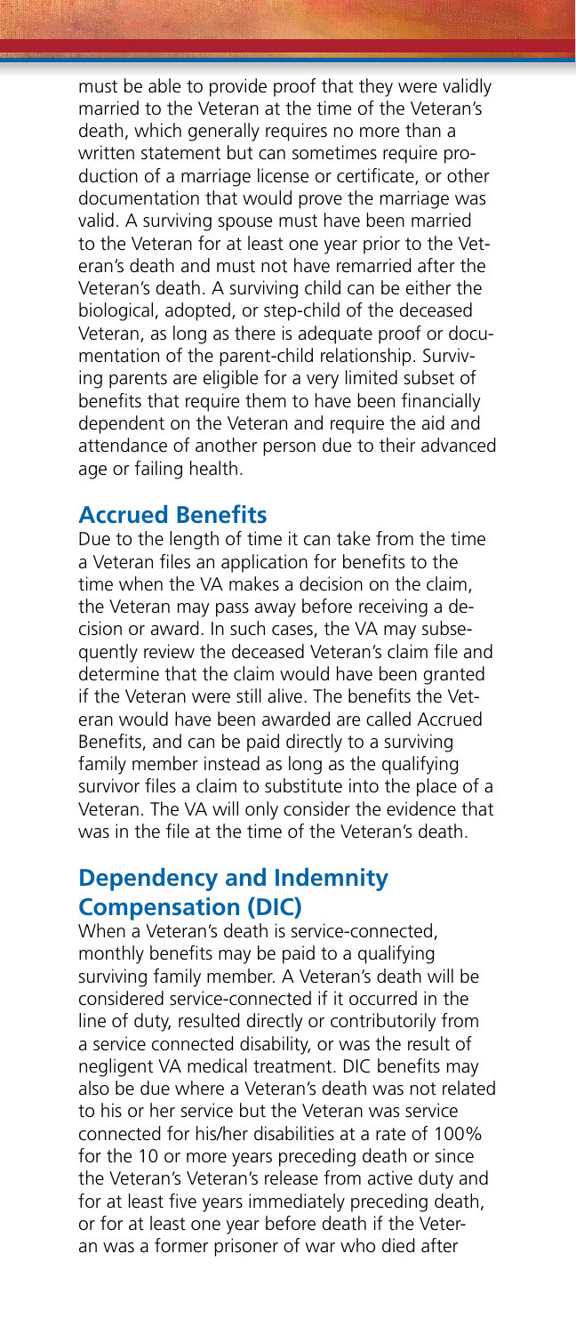must be able to provide proof that they were validly married to the Veteran at the time of the Veteran's death, which generally requires no more than a written statement but can sometimes require production of a marriage license or certificate, or other documentation that would prove the marriage was valid. A surviving spouse must have been married to the Veteran for at least one year prior to the Veteran's death and must not have remarried after the Veteran's death. A surviving child can be either the biological, adopted, or step-child of the deceased Veteran, as long as there is adequate proof or documentation of the parent-child relationship. Surviving parents are eligible for a very limited subset of benefits that require them to have been financially dependent on the Veteran and require the aid and attendance of another person due to their advanced age or failing health.

## Accrued Benefits

Due to the length of time it can take from the time a Veteran files an application for benefits to the time when the VA makes a decision on the claim, the Veteran may pass away before receiving a decision or award. In such cases, the VA may subsequently review the deceased Veteran's claim file and determine that the claim would have been granted if the Veteran were still alive. The benefits the Veteran would have been awarded are called Accrued Benefits, and can be paid directly to a surviving family member instead as long as the qualifying survivor files a claim to substitute into the place of a Veteran. The VA will only consider the evidence that was in the file at the time of the Veteran's death.

## Dependency and Indemnity Compensation (DIC)

When a Veteran's death is service-connected, monthly benefits may be paid to a qualifying surviving family member. A Veteran's death will be considered service-connected if it occurred in the line of duty, resulted directly or contributorily from a service connected disability, or was the result of negligent VA medical treatment. DIC benefits may also be due where a Veteran's death was not related to his or her service but the Veteran was service connected for his/her disabilities at a rate of 100% for the 10 or more years preceding death or since the Veteran's Veteran's release from active duty and for at least five years immediately preceding death, or for at least one year before death if the Veteran was a former prisoner of war who died after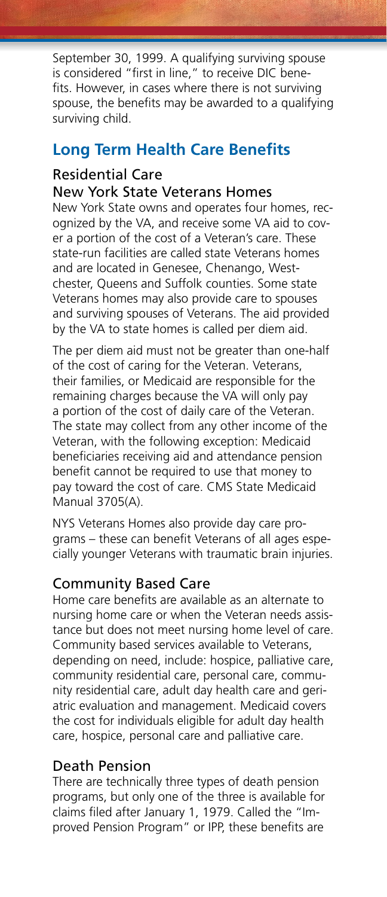September 30, 1999. A qualifying surviving spouse is considered "first in line," to receive DIC benefits. However, in cases where there is not surviving spouse, the benefits may be awarded to a qualifying surviving child.

## Long Term Health Care Benefits

### Residential Care

### New York State Veterans Homes

New York State owns and operates four homes, recognized by the VA, and receive some VA aid to cover a portion of the cost of a Veteran's care. These state-run facilities are called state Veterans homes and are located in Genesee, Chenango, Westchester, Queens and Suffolk counties. Some state Veterans homes may also provide care to spouses and surviving spouses of Veterans. The aid provided by the VA to state homes is called per diem aid.

The per diem aid must not be greater than one-half of the cost of caring for the Veteran. Veterans, their families, or Medicaid are responsible for the remaining charges because the VA will only pay a portion of the cost of daily care of the Veteran. The state may collect from any other income of the Veteran, with the following exception: Medicaid beneficiaries receiving aid and attendance pension benefit cannot be required to use that money to pay toward the cost of care. CMS State Medicaid Manual 3705(A).

NYS Veterans Homes also provide day care programs – these can benefit Veterans of all ages especially younger Veterans with traumatic brain injuries.

### Community Based Care

Home care benefits are available as an alternate to nursing home care or when the Veteran needs assistance but does not meet nursing home level of care. Community based services available to Veterans, depending on need, include: hospice, palliative care, community residential care, personal care, community residential care, adult day health care and geriatric evaluation and management. Medicaid covers the cost for individuals eligible for adult day health care, hospice, personal care and palliative care.

### Death Pension

There are technically three types of death pension programs, but only one of the three is available for claims filed after January 1, 1979. Called the "Improved Pension Program" or IPP, these benefits are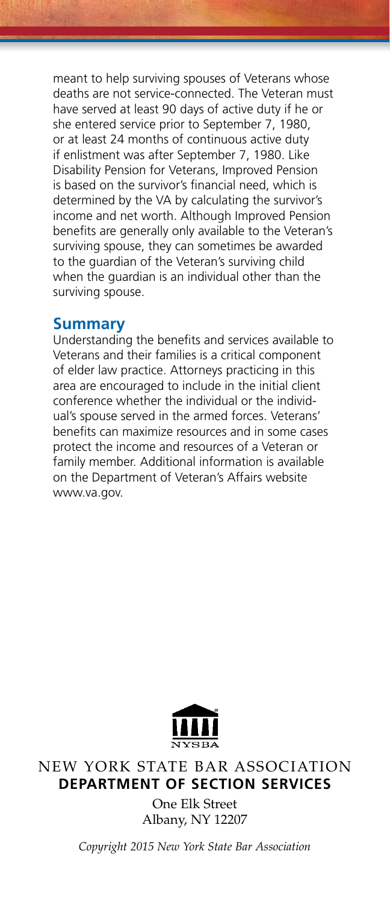meant to help surviving spouses of Veterans whose deaths are not service-connected. The Veteran must have served at least 90 days of active duty if he or she entered service prior to September 7, 1980, or at least 24 months of continuous active duty if enlistment was after September 7, 1980. Like Disability Pension for Veterans, Improved Pension is based on the survivor's financial need, which is determined by the VA by calculating the survivor's income and net worth. Although Improved Pension benefits are generally only available to the Veteran's surviving spouse, they can sometimes be awarded to the guardian of the Veteran's surviving child when the guardian is an individual other than the surviving spouse.

## Summary

Understanding the benefits and services available to Veterans and their families is a critical component of elder law practice. Attorneys practicing in this area are encouraged to include in the initial client conference whether the individual or the individual's spouse served in the armed forces. Veterans' benefits can maximize resources and in some cases protect the income and resources of a Veteran or family member. Additional information is available on the Department of Veteran's Affairs website www.va.gov.

NYSBA

NEW YORK STATE BAR ASSOCIATION
**DEPARTMENT OF SECTION SERVICES**

One Elk Street
Albany, NY 12207

*Copyright 2015 New York State Bar Association*